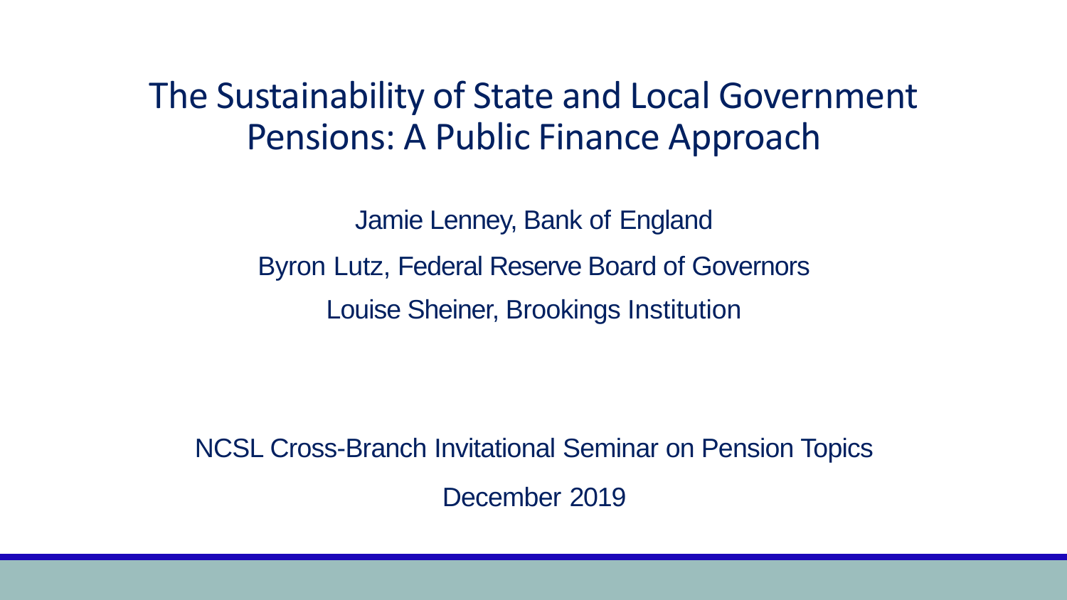# The Sustainability of State and Local Government Pensions: A Public Finance Approach

Jamie Lenney, Bank of England

Byron Lutz, Federal Reserve Board of Governors

Louise Sheiner, Brookings Institution

NCSL Cross-Branch Invitational Seminar on Pension Topics

December 2019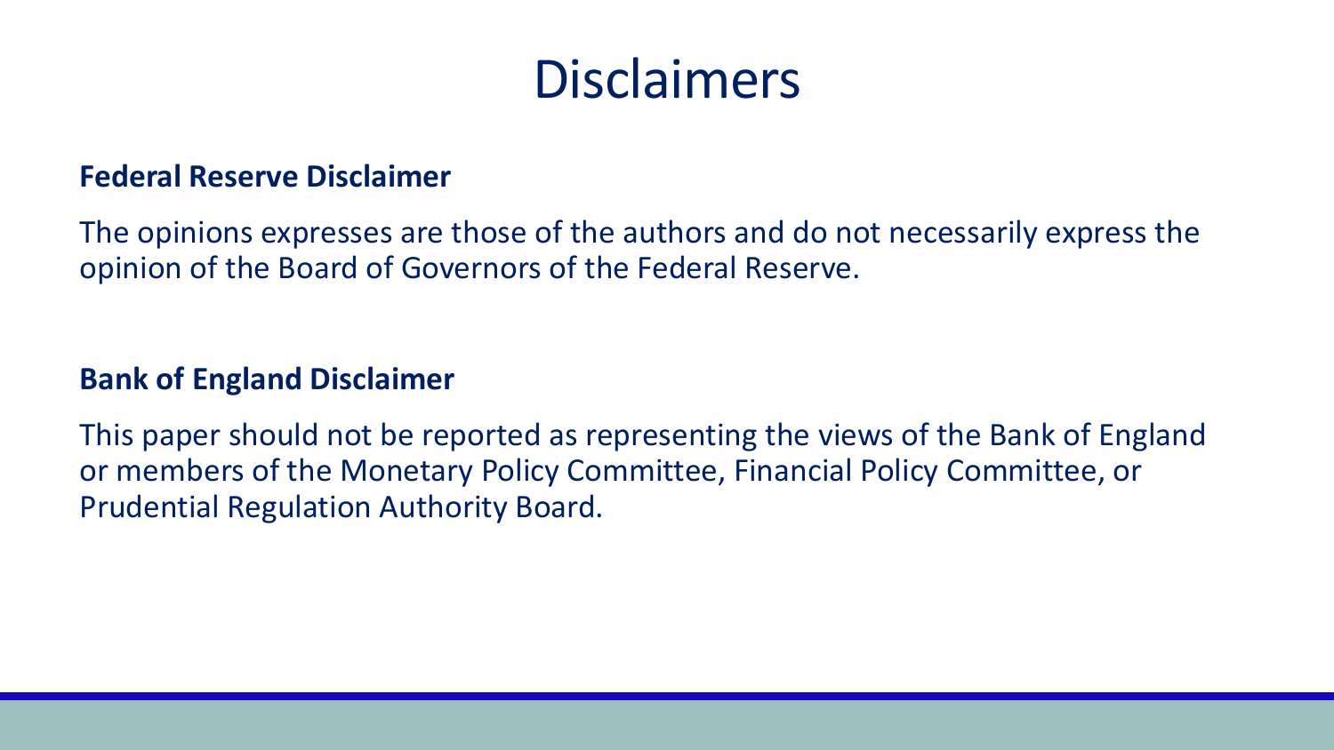# Disclaimers

**Federal Reserve Disclaimer**

The opinions expresses are those of the authors and do not necessarily express the opinion of the Board of Governors of the Federal Reserve.

**Bank of England Disclaimer**

This paper should not be reported as representing the views of the Bank of England or members of the Monetary Policy Committee, Financial Policy Committee, or Prudential Regulation Authority Board.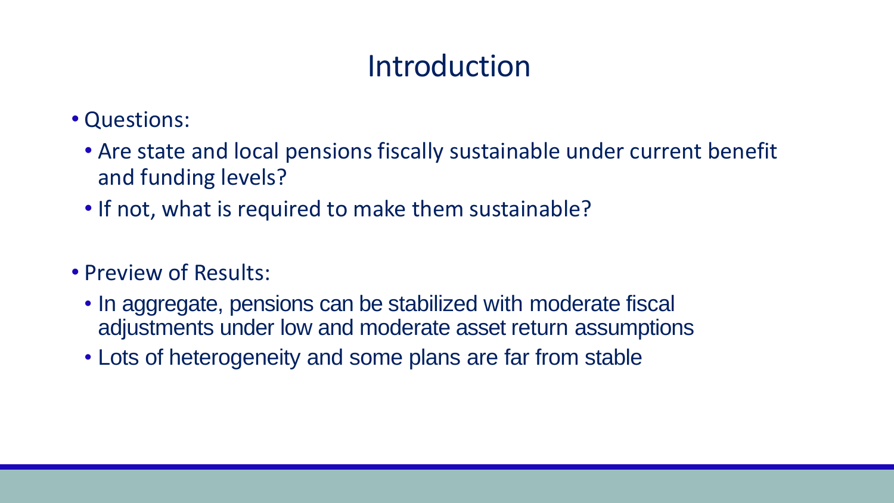# Introduction

- Questions:
  - Are state and local pensions fiscally sustainable under current benefit and funding levels?
  - If not, what is required to make them sustainable?

- Preview of Results:
  - In aggregate, pensions can be stabilized with moderate fiscal adjustments under low and moderate asset return assumptions
  - Lots of heterogeneity and some plans are far from stable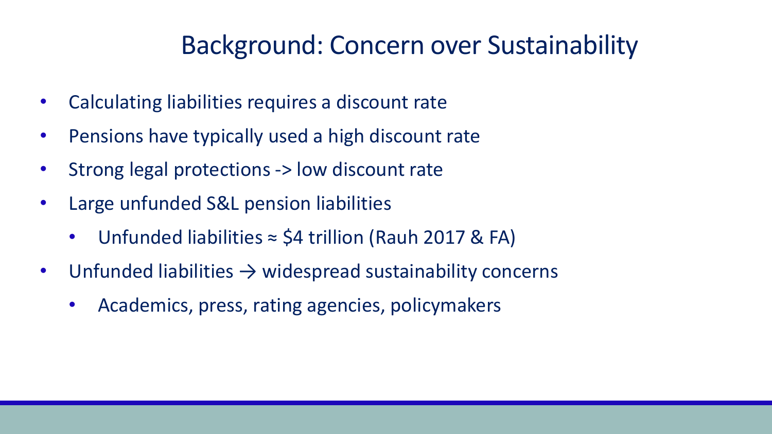# Background: Concern over Sustainability

- Calculating liabilities requires a discount rate
- Pensions have typically used a high discount rate
- Strong legal protections -> low discount rate
- Large unfunded S&L pension liabilities
  - Unfunded liabilities ≈ $4 trillion (Rauh 2017 & FA)
- Unfunded liabilities → widespread sustainability concerns
  - Academics, press, rating agencies, policymakers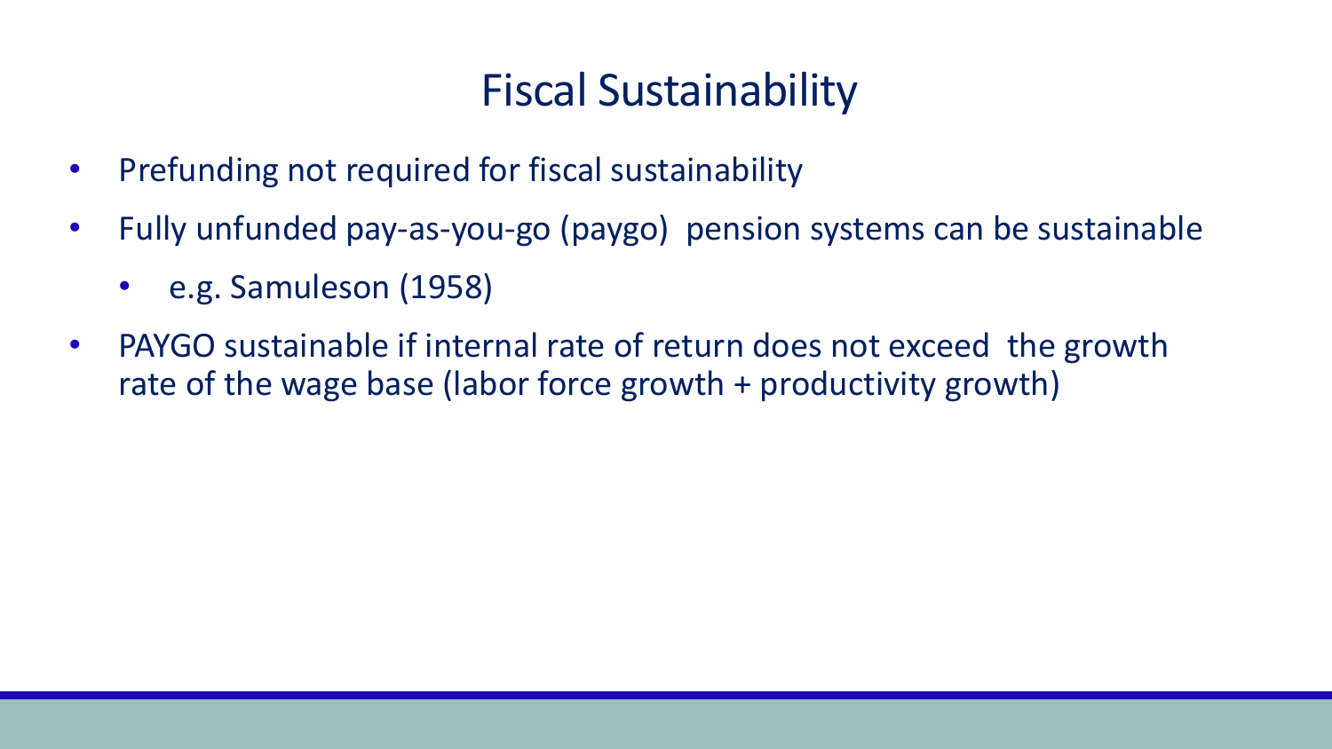# Fiscal Sustainability

- Prefunding not required for fiscal sustainability
- Fully unfunded pay-as-you-go (paygo) pension systems can be sustainable
  - e.g. Samuleson (1958)
- PAYGO sustainable if internal rate of return does not exceed the growth rate of the wage base (labor force growth + productivity growth)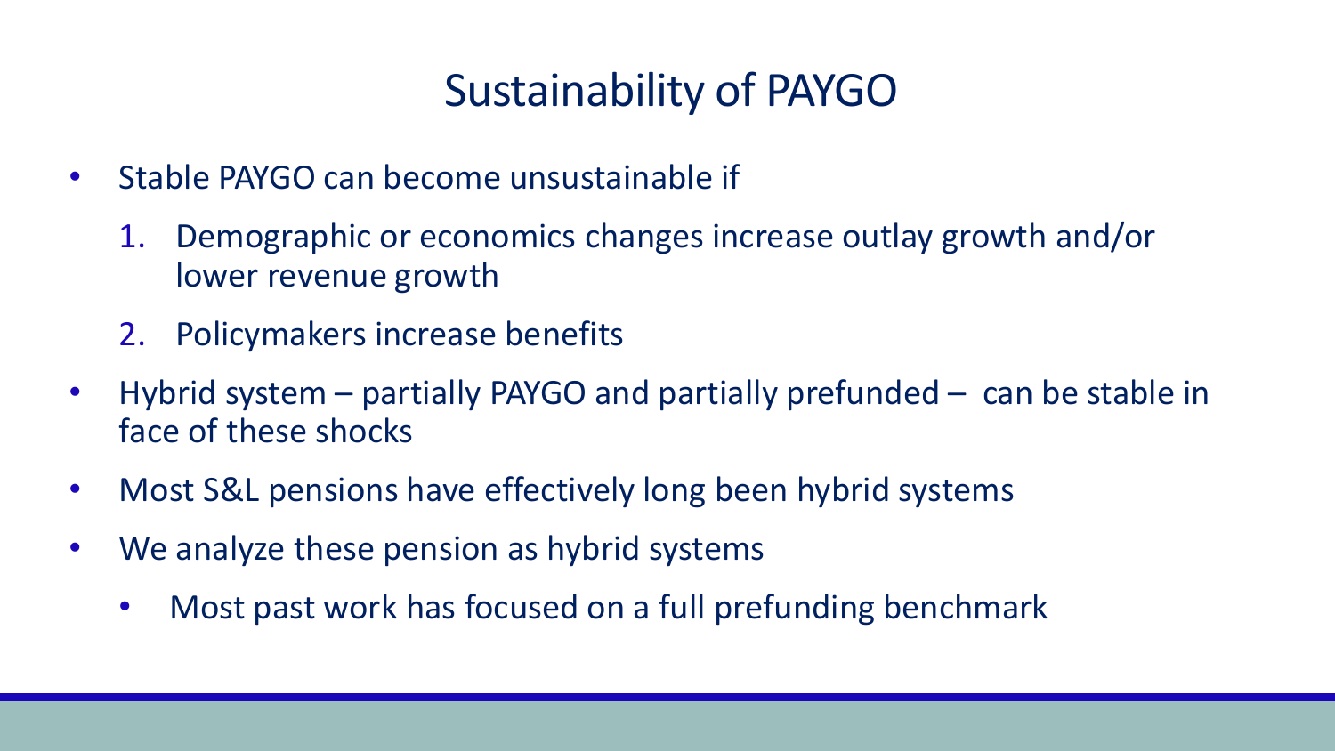# Sustainability of PAYGO

- Stable PAYGO can become unsustainable if
  1. Demographic or economics changes increase outlay growth and/or lower revenue growth
  2. Policymakers increase benefits
- Hybrid system – partially PAYGO and partially prefunded – can be stable in face of these shocks
- Most S&L pensions have effectively long been hybrid systems
- We analyze these pension as hybrid systems
  - Most past work has focused on a full prefunding benchmark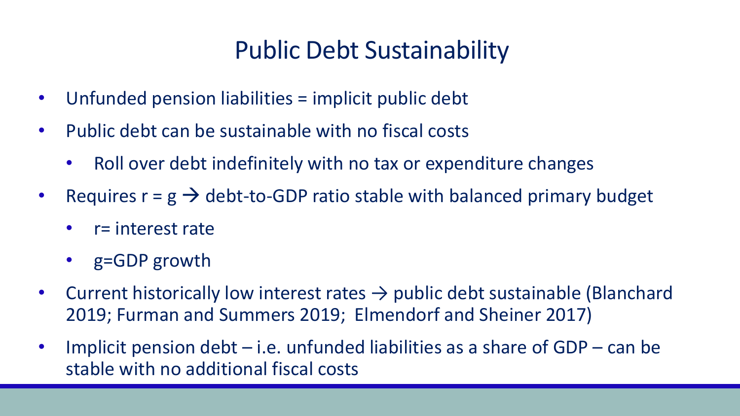# Public Debt Sustainability

- Unfunded pension liabilities = implicit public debt
- Public debt can be sustainable with no fiscal costs
  - Roll over debt indefinitely with no tax or expenditure changes
- Requires $r = g$ → debt-to-GDP ratio stable with balanced primary budget
  - $r$= interest rate
  - $g$=GDP growth
- Current historically low interest rates → public debt sustainable (Blanchard 2019; Furman and Summers 2019; Elmendorf and Sheiner 2017)
- Implicit pension debt – i.e. unfunded liabilities as a share of GDP – can be stable with no additional fiscal costs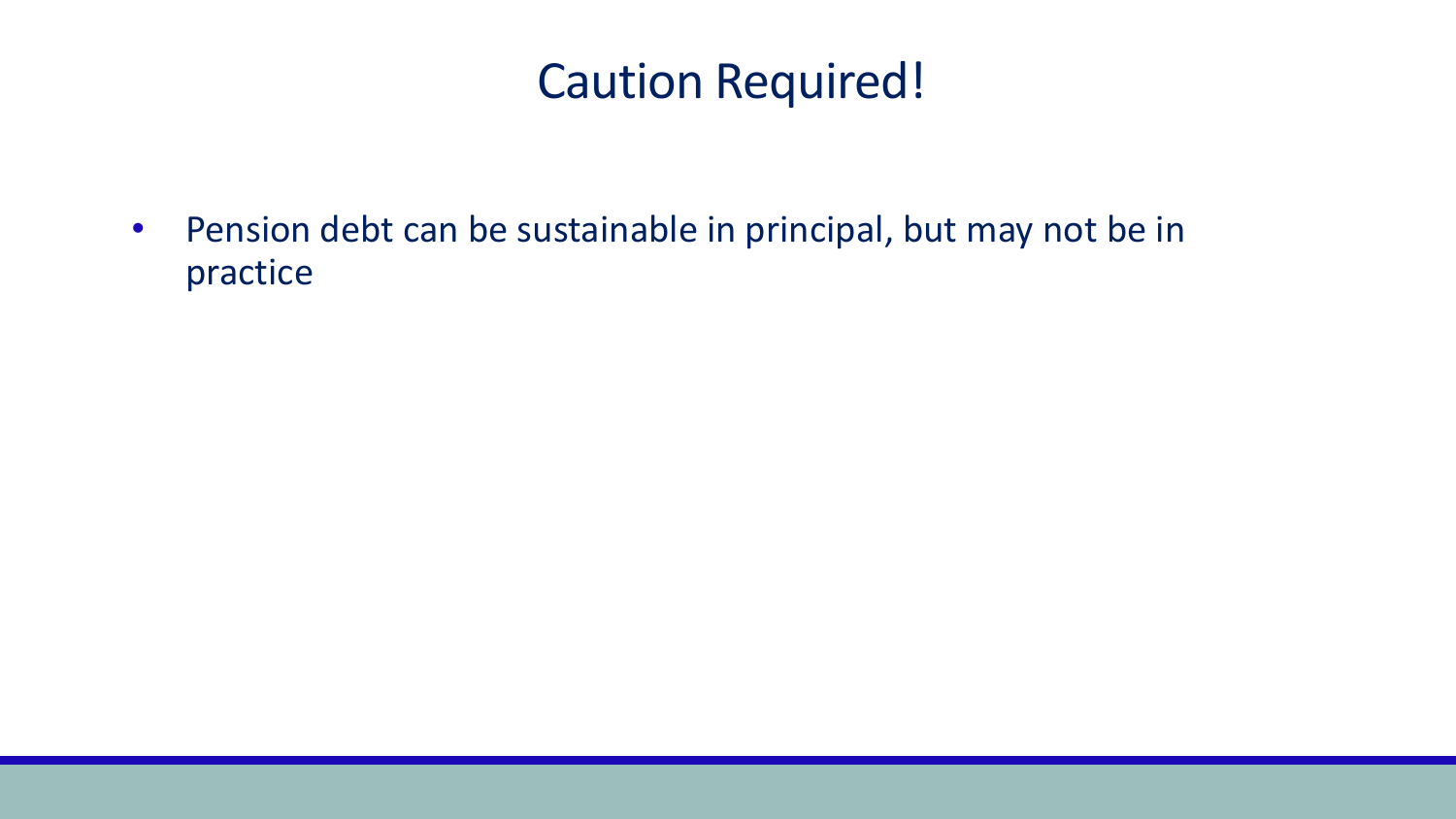# Caution Required!

- Pension debt can be sustainable in principal, but may not be in practice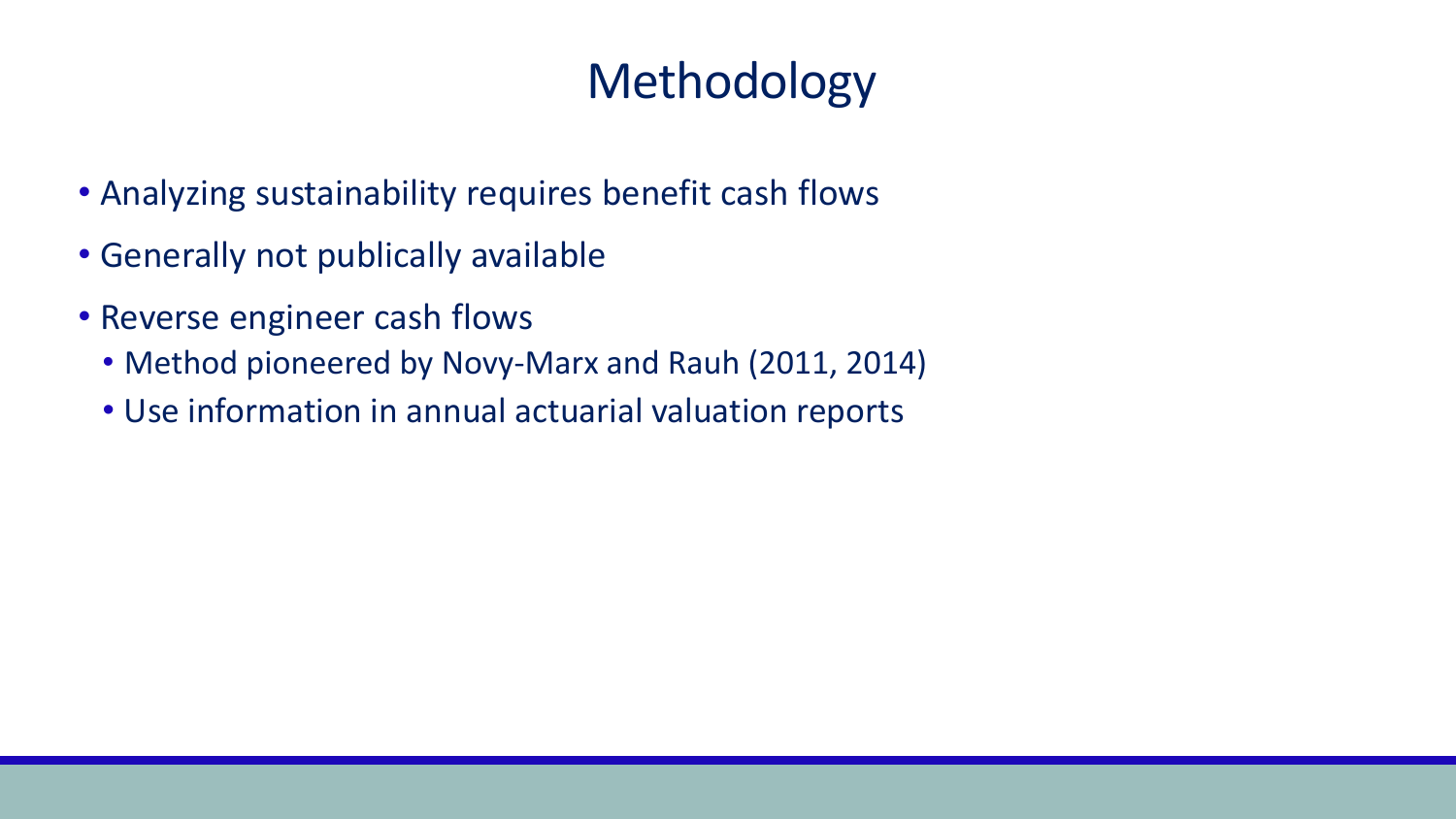# Methodology

- Analyzing sustainability requires benefit cash flows
- Generally not publically available
- Reverse engineer cash flows
  - Method pioneered by Novy-Marx and Rauh (2011, 2014)
  - Use information in annual actuarial valuation reports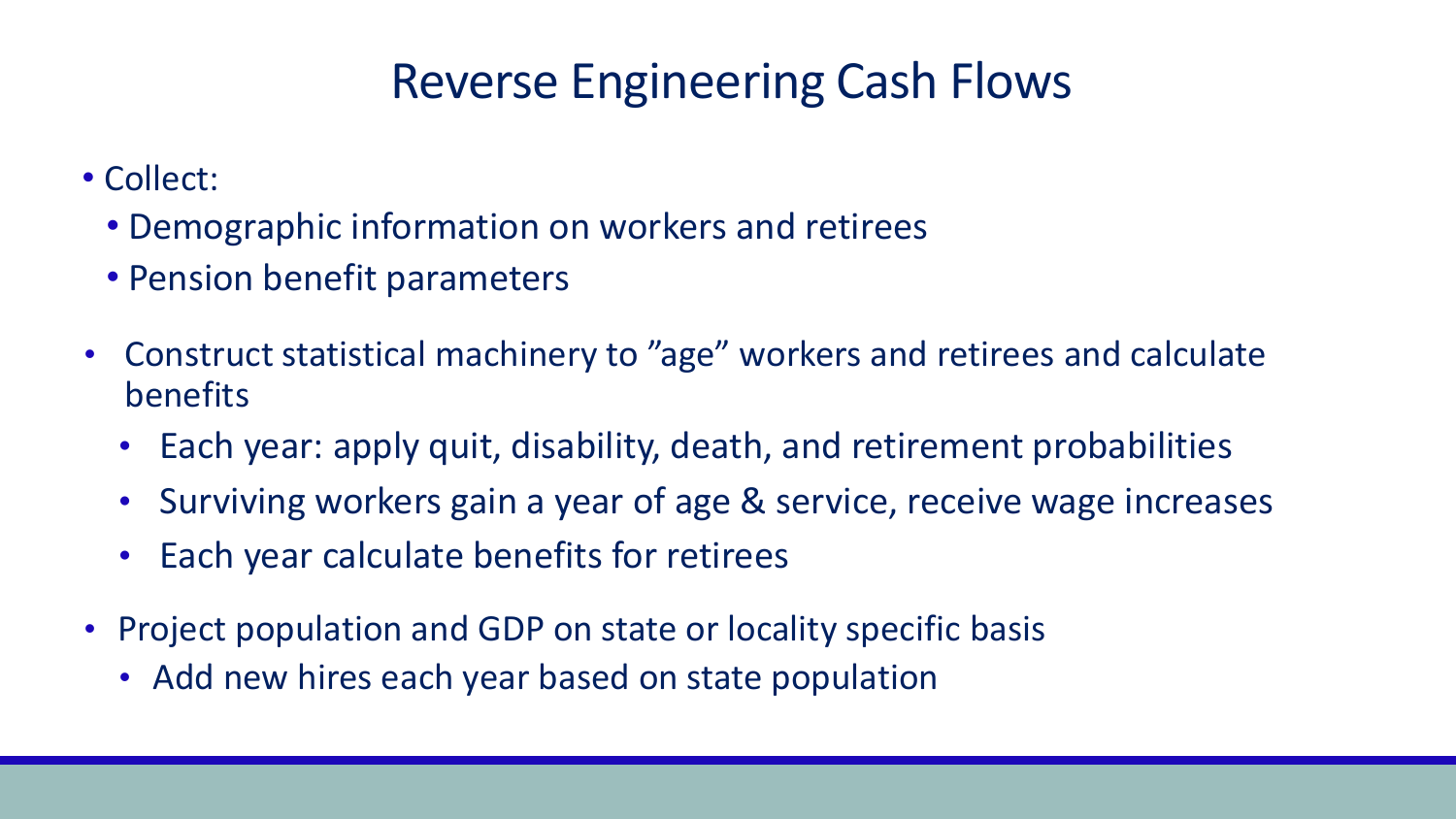# Reverse Engineering Cash Flows

- Collect:
  - Demographic information on workers and retirees
  - Pension benefit parameters
- Construct statistical machinery to ”age” workers and retirees and calculate benefits
  - Each year: apply quit, disability, death, and retirement probabilities
  - Surviving workers gain a year of age & service, receive wage increases
  - Each year calculate benefits for retirees
- Project population and GDP on state or locality specific basis
  - Add new hires each year based on state population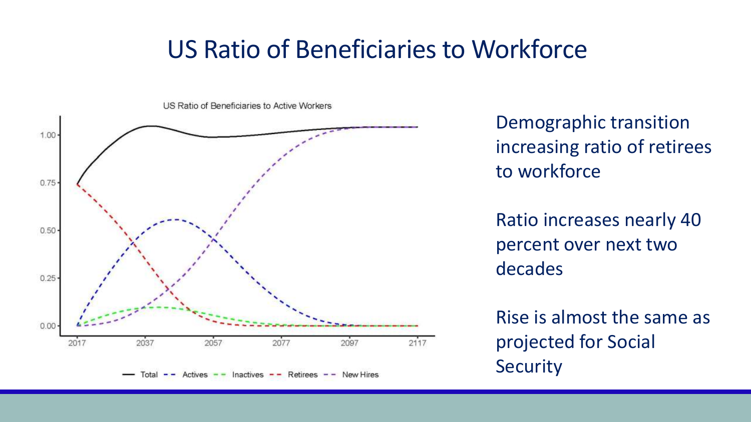# US Ratio of Beneficiaries to Workforce

US Ratio of Beneficiaries to Active Workers

Total, Actives, Inactives, Retirees, New Hires

Demographic transition increasing ratio of retirees to workforce

Ratio increases nearly 40 percent over next two decades

Rise is almost the same as projected for Social Security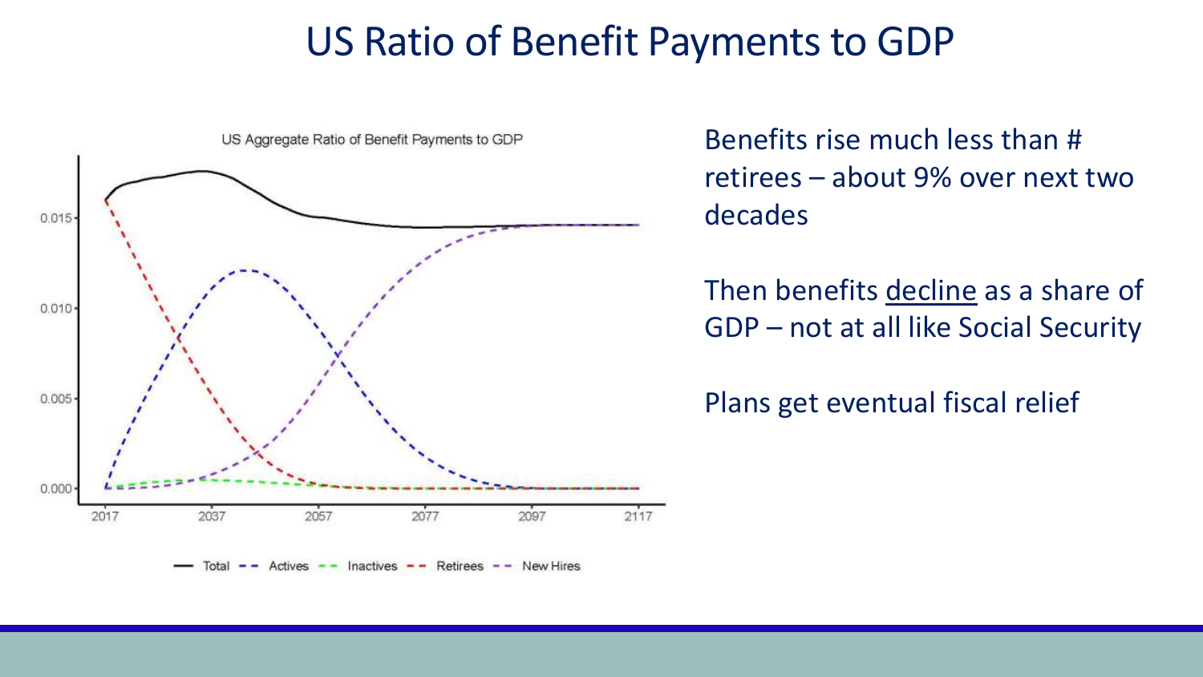# US Ratio of Benefit Payments to GDP

US Aggregate Ratio of Benefit Payments to GDP

Total -- Actives -- Inactives -- Retirees -- New Hires

Benefits rise much less than # retirees – about 9% over next two decades

Then benefits decline as a share of GDP – not at all like Social Security

Plans get eventual fiscal relief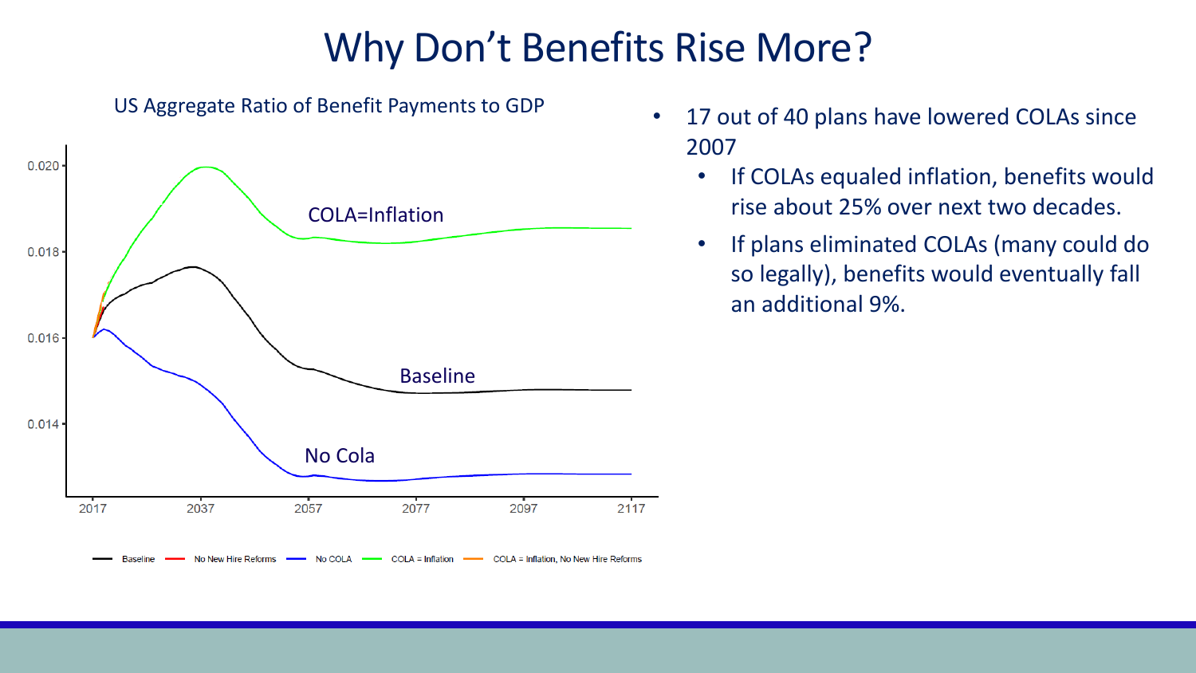# Why Don't Benefits Rise More?

US Aggregate Ratio of Benefit Payments to GDP

- 17 out of 40 plans have lowered COLAs since 2007
  - If COLAs equaled inflation, benefits would rise about 25% over next two decades.
  - If plans eliminated COLAs (many could do so legally), benefits would eventually fall an additional 9%.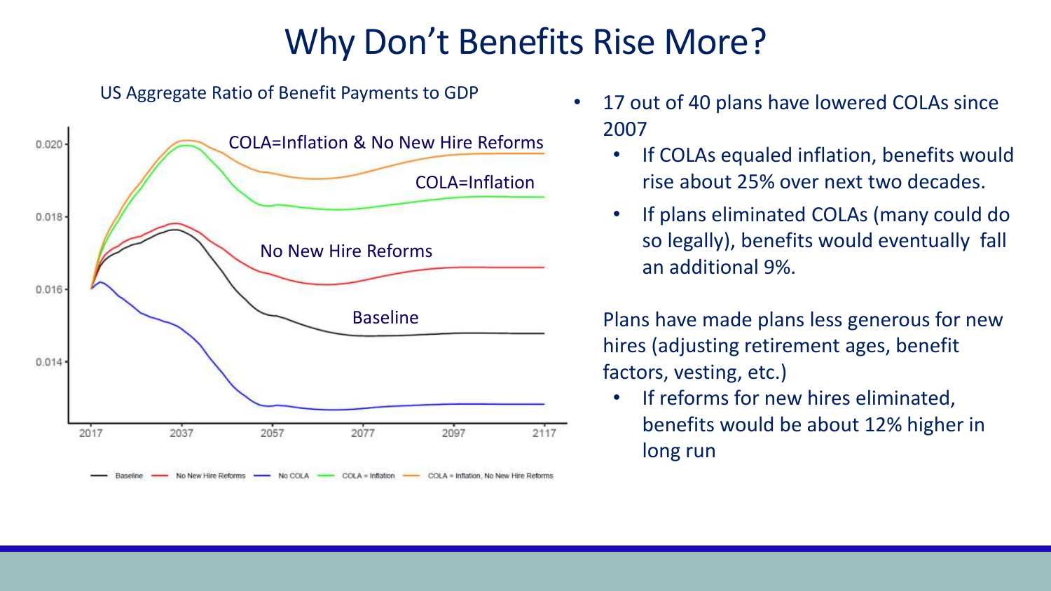# Why Don't Benefits Rise More?

US Aggregate Ratio of Benefit Payments to GDP

- 17 out of 40 plans have lowered COLAs since 2007
  - If COLAs equaled inflation, benefits would rise about 25% over next two decades.
  - If plans eliminated COLAs (many could do so legally), benefits would eventually fall an additional 9%.

Plans have made plans less generous for new hires (adjusting retirement ages, benefit factors, vesting, etc.)

- If reforms for new hires eliminated, benefits would be about 12% higher in long run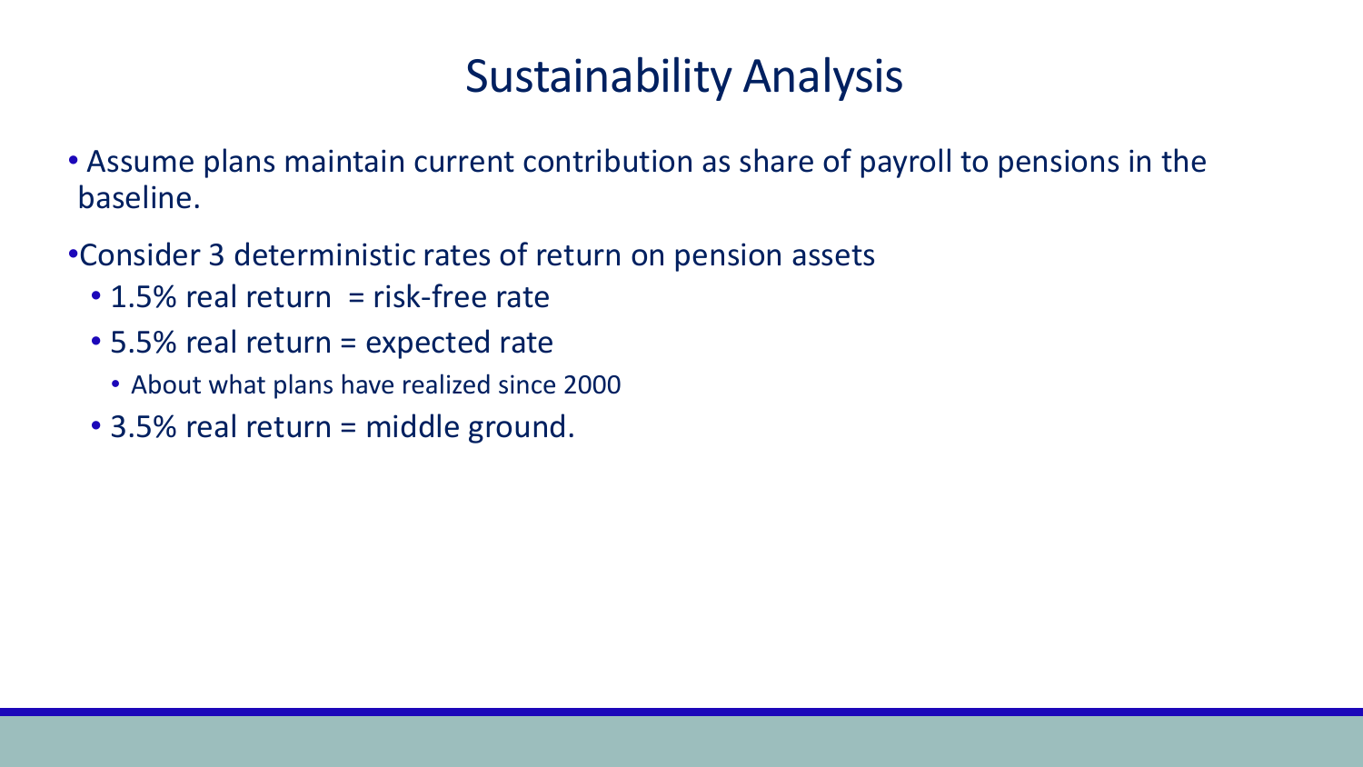# Sustainability Analysis

- Assume plans maintain current contribution as share of payroll to pensions in the baseline.
- Consider 3 deterministic rates of return on pension assets
  - 1.5% real return = risk-free rate
  - 5.5% real return = expected rate
    - About what plans have realized since 2000
  - 3.5% real return = middle ground.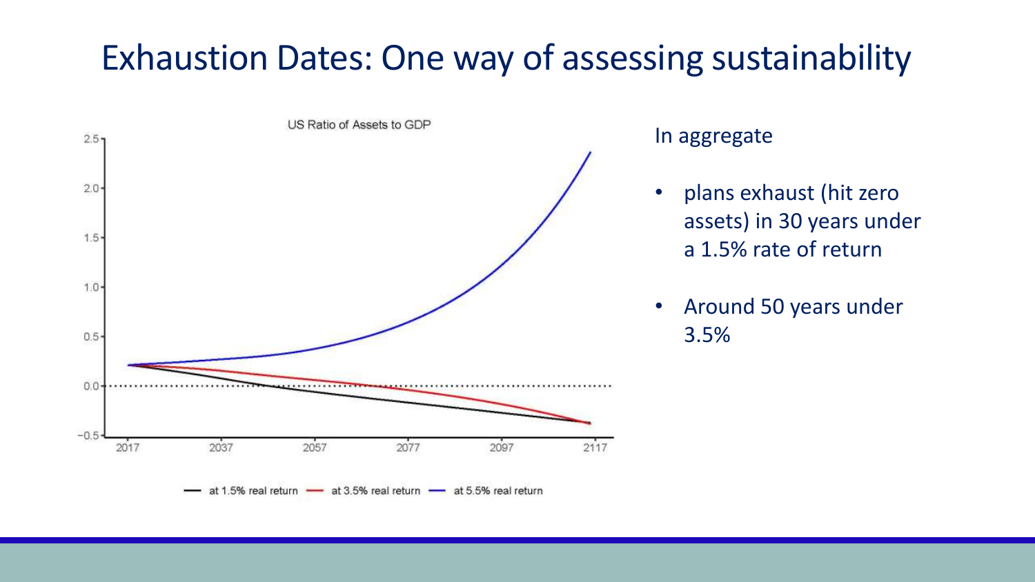# Exhaustion Dates: One way of assessing sustainability

In aggregate

- plans exhaust (hit zero assets) in 30 years under a 1.5% rate of return
- Around 50 years under 3.5%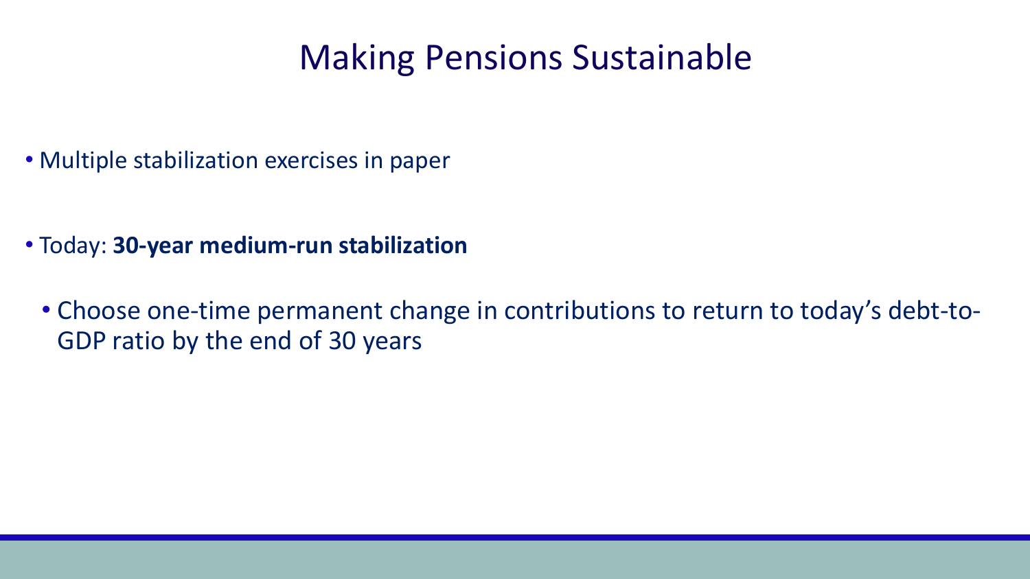# Making Pensions Sustainable

- Multiple stabilization exercises in paper

- Today: **30-year medium-run stabilization**
  - Choose one-time permanent change in contributions to return to today's debt-to-GDP ratio by the end of 30 years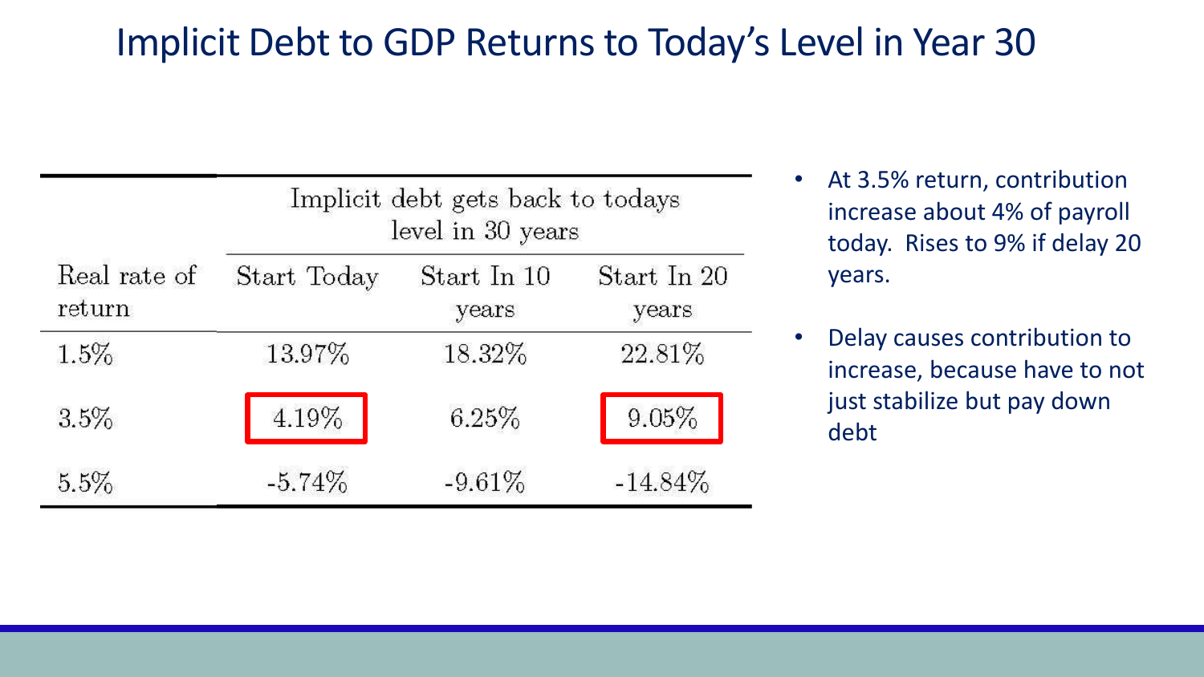# Implicit Debt to GDP Returns to Today's Level in Year 30

| | Implicit debt gets back to todays level in 30 years | | |
|---|---|---|---|
| Real rate of return | Start Today | Start In 10 years | Start In 20 years |
| 1.5% | 13.97% | 18.32% | 22.81% |
| 3.5% | 4.19% | 6.25% | 9.05% |
| 5.5% | -5.74% | -9.61% | -14.84% |

- At 3.5% return, contribution increase about 4% of payroll today. Rises to 9% if delay 20 years.
- Delay causes contribution to increase, because have to not just stabilize but pay down debt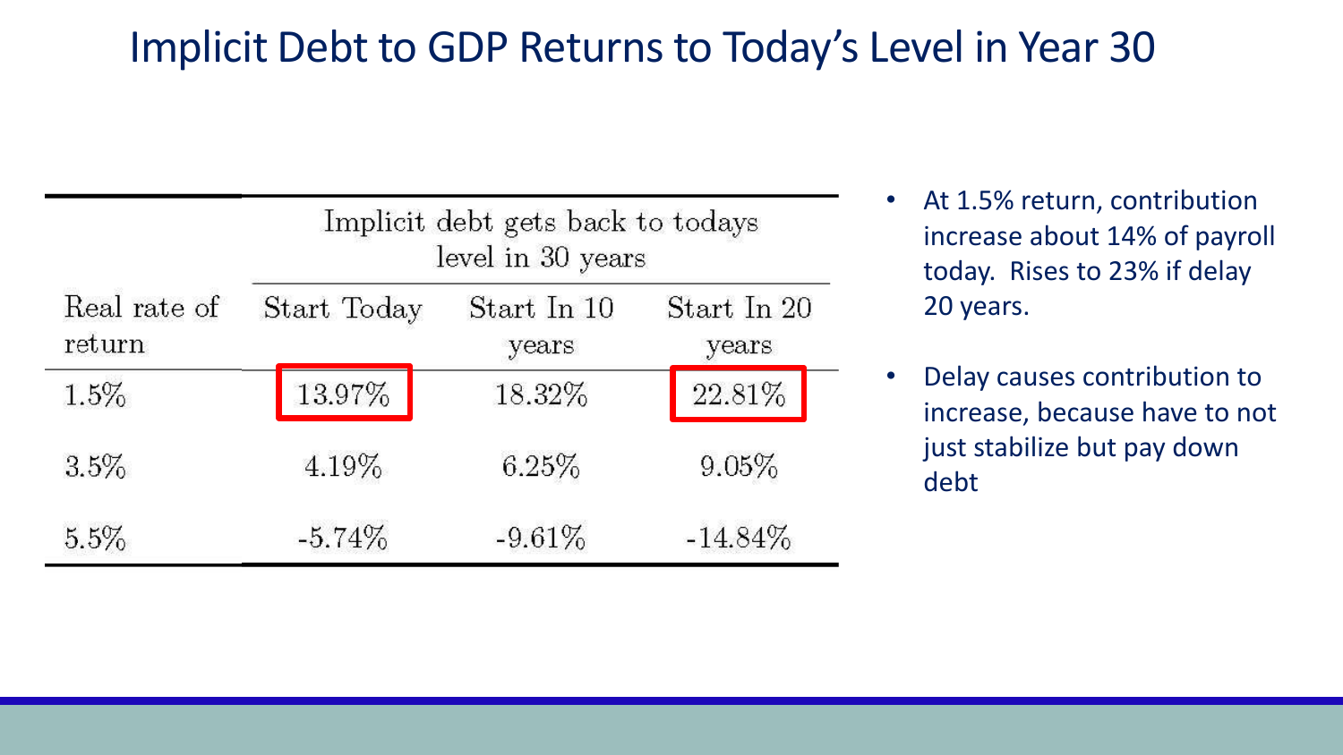# Implicit Debt to GDP Returns to Today's Level in Year 30

| | Implicit debt gets back to todays level in 30 years | | |
|---|---|---|---|
| Real rate of return | Start Today | Start In 10 years | Start In 20 years |
| 1.5% | 13.97% | 18.32% | 22.81% |
| 3.5% | 4.19% | 6.25% | 9.05% |
| 5.5% | -5.74% | -9.61% | -14.84% |

- At 1.5% return, contribution increase about 14% of payroll today. Rises to 23% if delay 20 years.
- Delay causes contribution to increase, because have to not just stabilize but pay down debt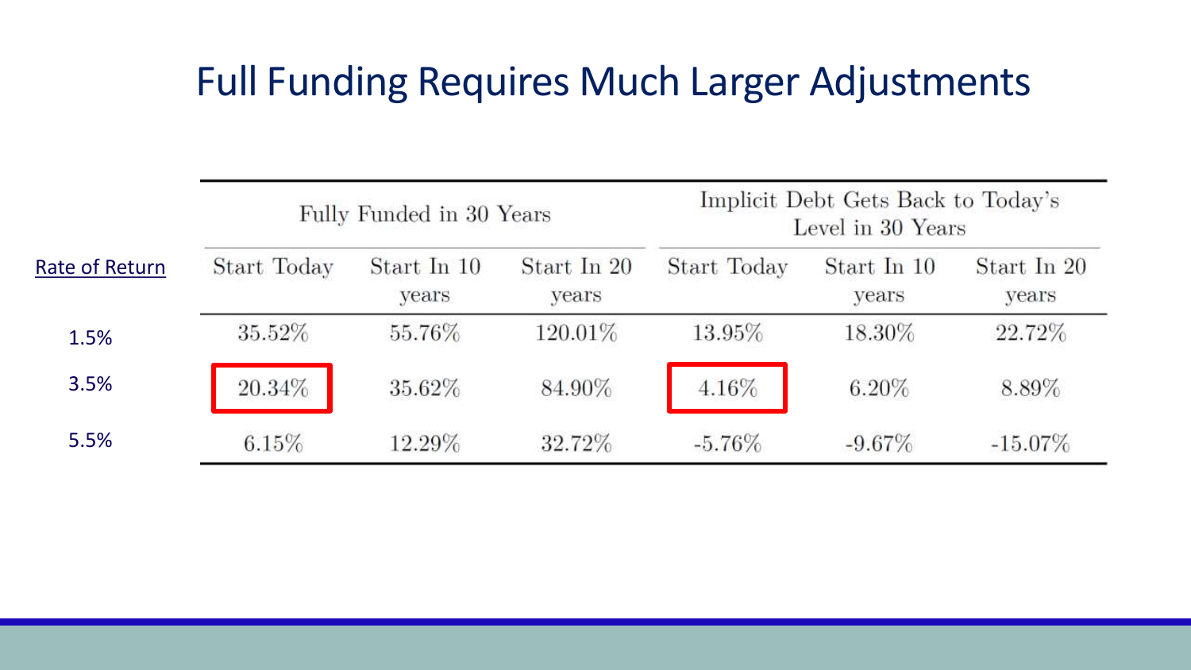# Full Funding Requires Much Larger Adjustments

| | Fully Funded in 30 Years | | | Implicit Debt Gets Back to Today's Level in 30 Years | | |
|---|---|---|---|---|---|---|
| Rate of Return | Start Today | Start In 10 years | Start In 20 years | Start Today | Start In 10 years | Start In 20 years |
| 1.5% | 35.52% | 55.76% | 120.01% | 13.95% | 18.30% | 22.72% |
| 3.5% | 20.34% | 35.62% | 84.90% | 4.16% | 6.20% | 8.89% |
| 5.5% | 6.15% | 12.29% | 32.72% | -5.76% | -9.67% | -15.07% |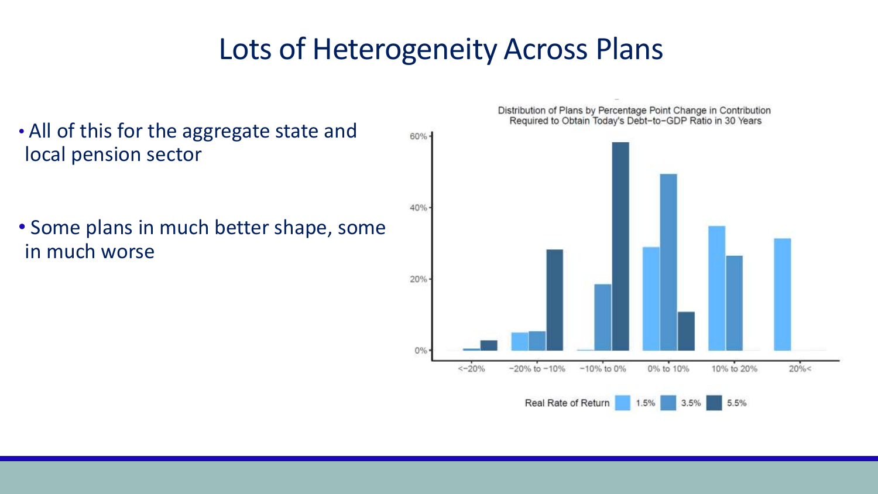# Lots of Heterogeneity Across Plans

- All of this for the aggregate state and local pension sector
- Some plans in much better shape, some in much worse

Distribution of Plans by Percentage Point Change in Contribution Required to Obtain Today's Debt-to-GDP Ratio in 30 Years

60%

40%

20%

0%

<-20% | -20% to -10% | -10% to 0% | 0% to 10% | 10% to 20% | 20%<

Real Rate of Return: 1.5% | 3.5% | 5.5%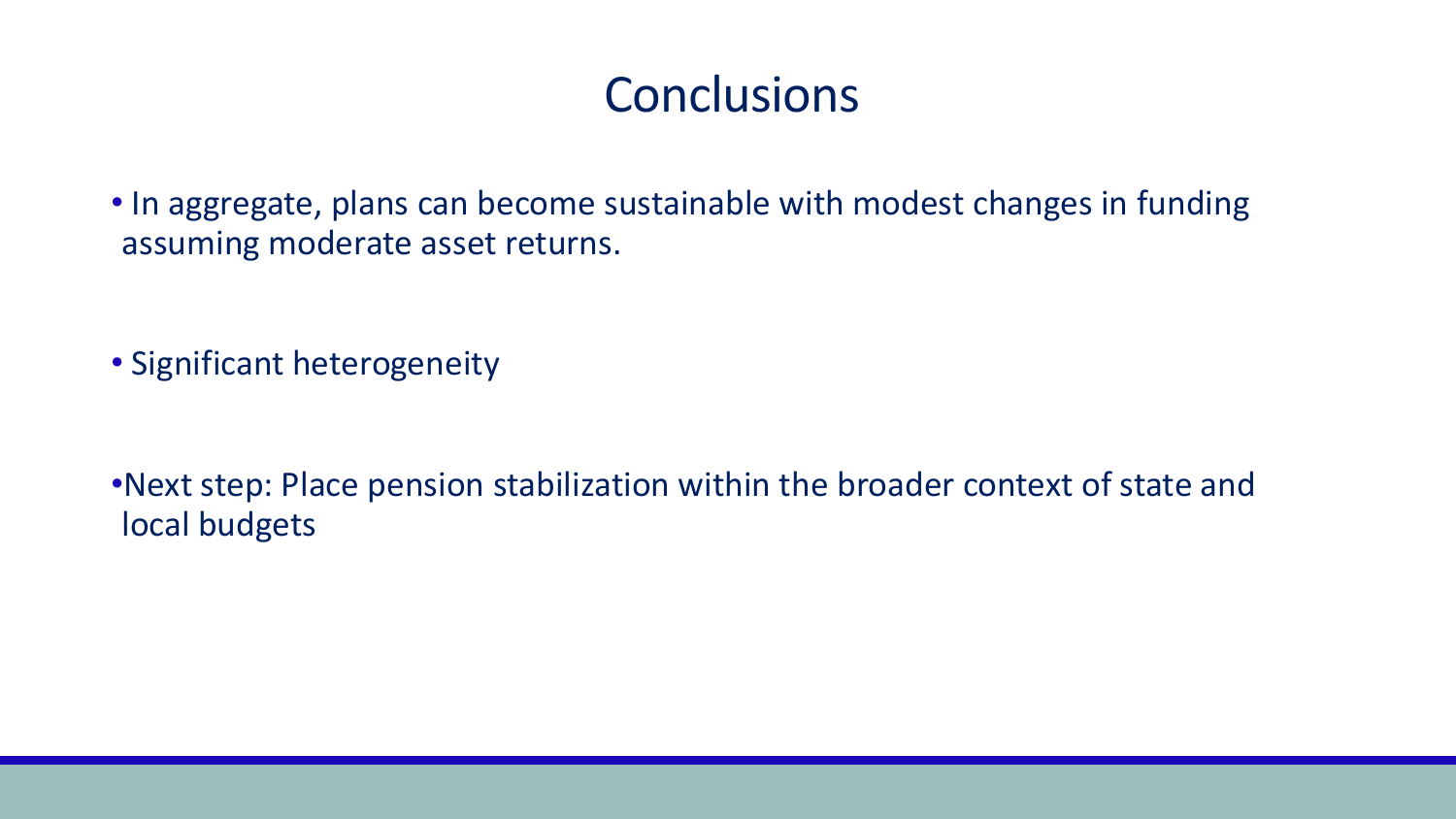# Conclusions

- In aggregate, plans can become sustainable with modest changes in funding assuming moderate asset returns.

- Significant heterogeneity

- Next step: Place pension stabilization within the broader context of state and local budgets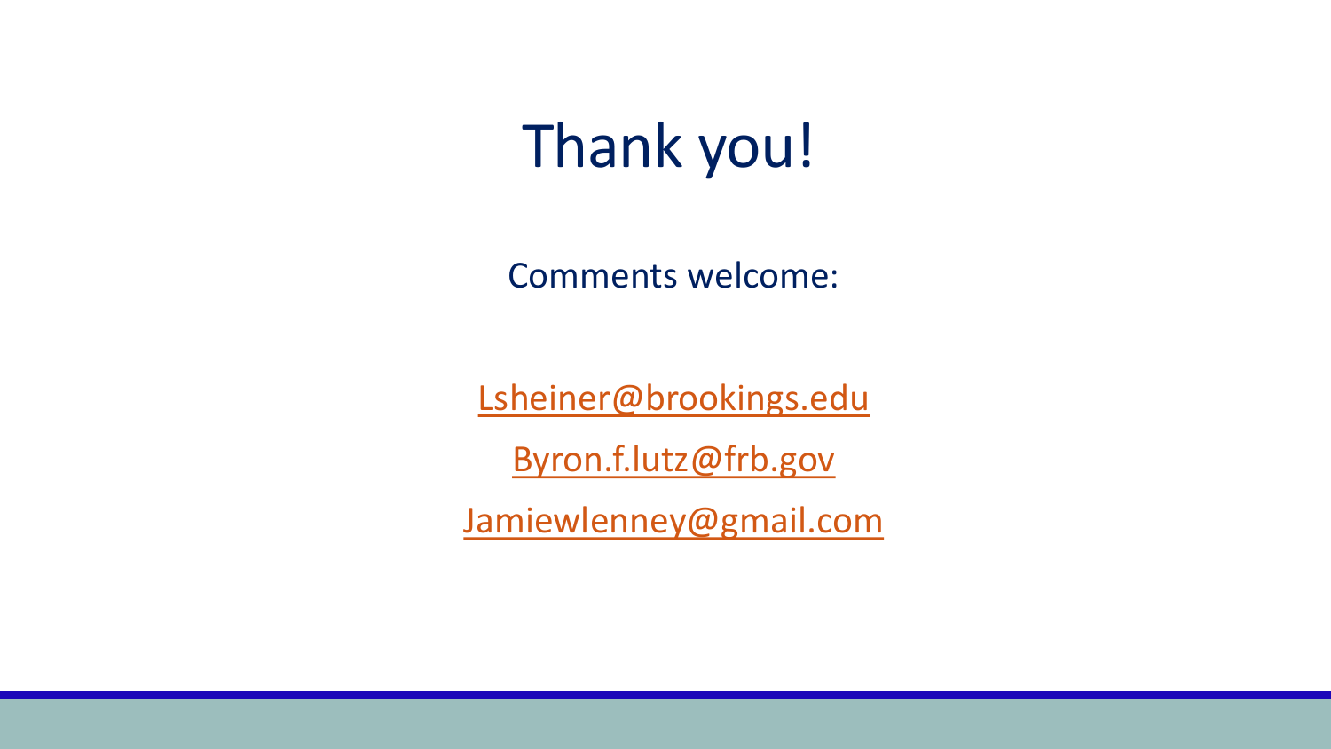# Thank you!

Comments welcome:

Lsheiner@brookings.edu

Byron.f.lutz@frb.gov

Jamiewlenney@gmail.com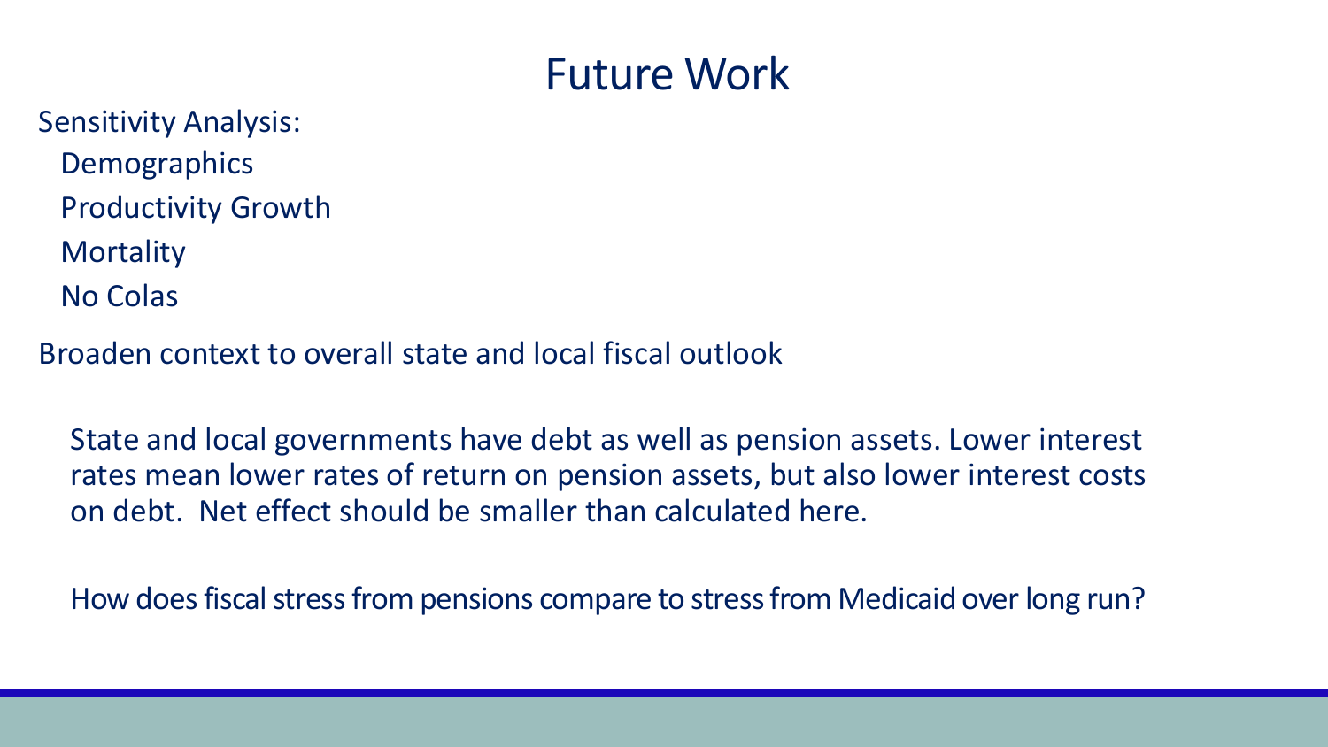# Future Work

Sensitivity Analysis:

- Demographics
- Productivity Growth
- Mortality
- No Colas

Broaden context to overall state and local fiscal outlook

State and local governments have debt as well as pension assets. Lower interest rates mean lower rates of return on pension assets, but also lower interest costs on debt. Net effect should be smaller than calculated here.

How does fiscal stress from pensions compare to stress from Medicaid over long run?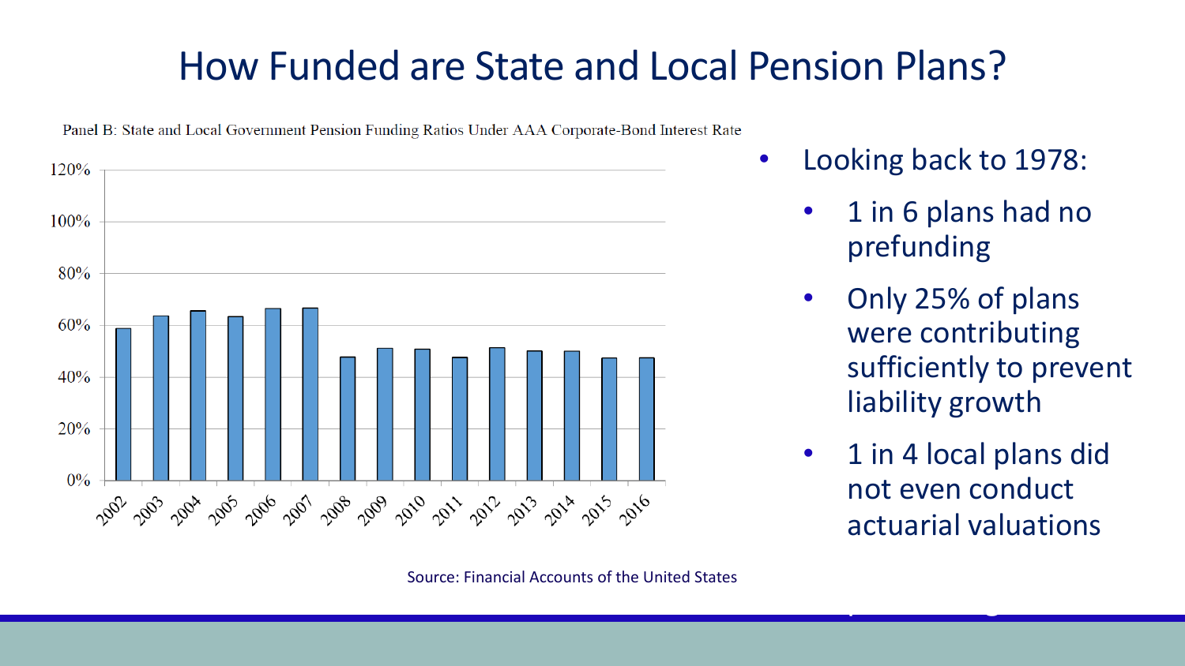# How Funded are State and Local Pension Plans?

Panel B: State and Local Government Pension Funding Ratios Under AAA Corporate-Bond Interest Rate

Source: Financial Accounts of the United States

- Looking back to 1978:
  - 1 in 6 plans had no prefunding
  - Only 25% of plans were contributing sufficiently to prevent liability growth
  - 1 in 4 local plans did not even conduct actuarial valuations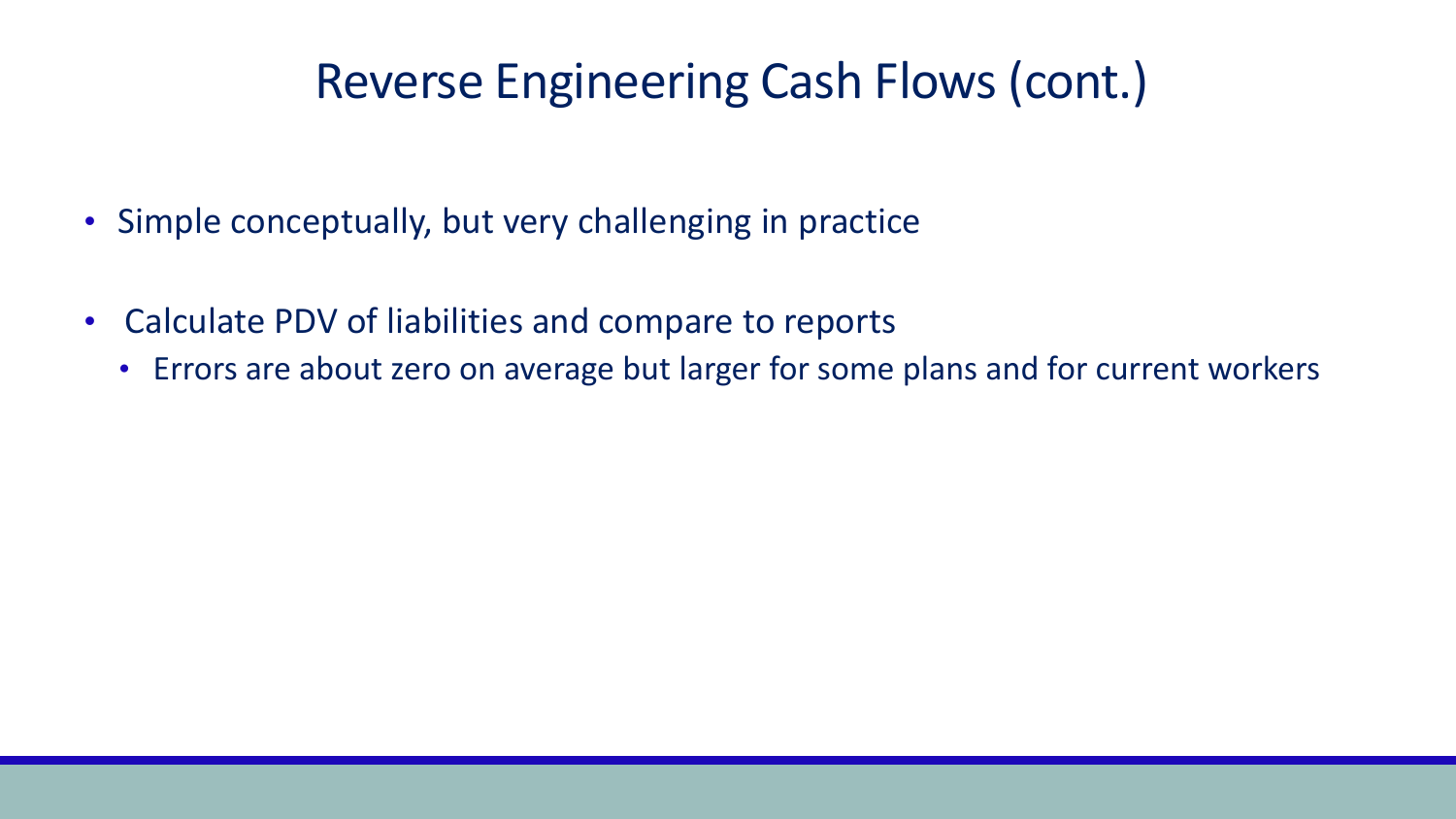# Reverse Engineering Cash Flows (cont.)

- Simple conceptually, but very challenging in practice
- Calculate PDV of liabilities and compare to reports
  - Errors are about zero on average but larger for some plans and for current workers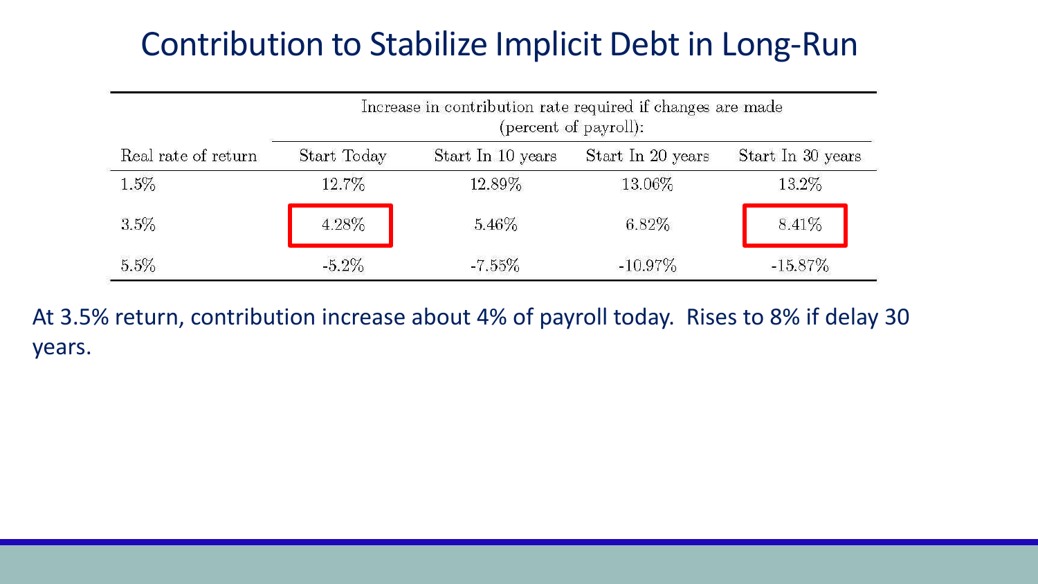# Contribution to Stabilize Implicit Debt in Long-Run

| | Increase in contribution rate required if changes are made (percent of payroll): | | | |
|---|---|---|---|---|
| Real rate of return | Start Today | Start In 10 years | Start In 20 years | Start In 30 years |
| 1.5% | 12.7% | 12.89% | 13.06% | 13.2% |
| 3.5% | 4.28% | 5.46% | 6.82% | 8.41% |
| 5.5% | -5.2% | -7.55% | -10.97% | -15.87% |

At 3.5% return, contribution increase about 4% of payroll today. Rises to 8% if delay 30 years.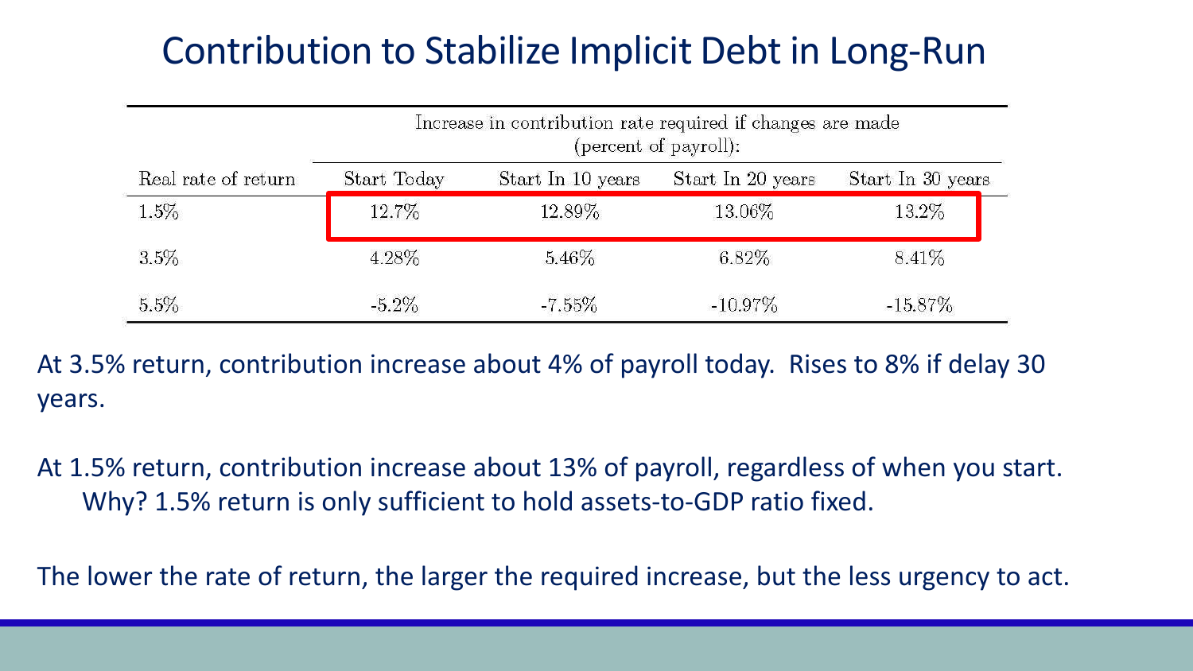# Contribution to Stabilize Implicit Debt in Long-Run

| | Increase in contribution rate required if changes are made (percent of payroll): | | | |
|---|---|---|---|---|
| Real rate of return | Start Today | Start In 10 years | Start In 20 years | Start In 30 years |
| 1.5% | 12.7% | 12.89% | 13.06% | 13.2% |
| 3.5% | 4.28% | 5.46% | 6.82% | 8.41% |
| 5.5% | -5.2% | -7.55% | -10.97% | -15.87% |

At 3.5% return, contribution increase about 4% of payroll today. Rises to 8% if delay 30 years.

At 1.5% return, contribution increase about 13% of payroll, regardless of when you start.
 Why? 1.5% return is only sufficient to hold assets-to-GDP ratio fixed.

The lower the rate of return, the larger the required increase, but the less urgency to act.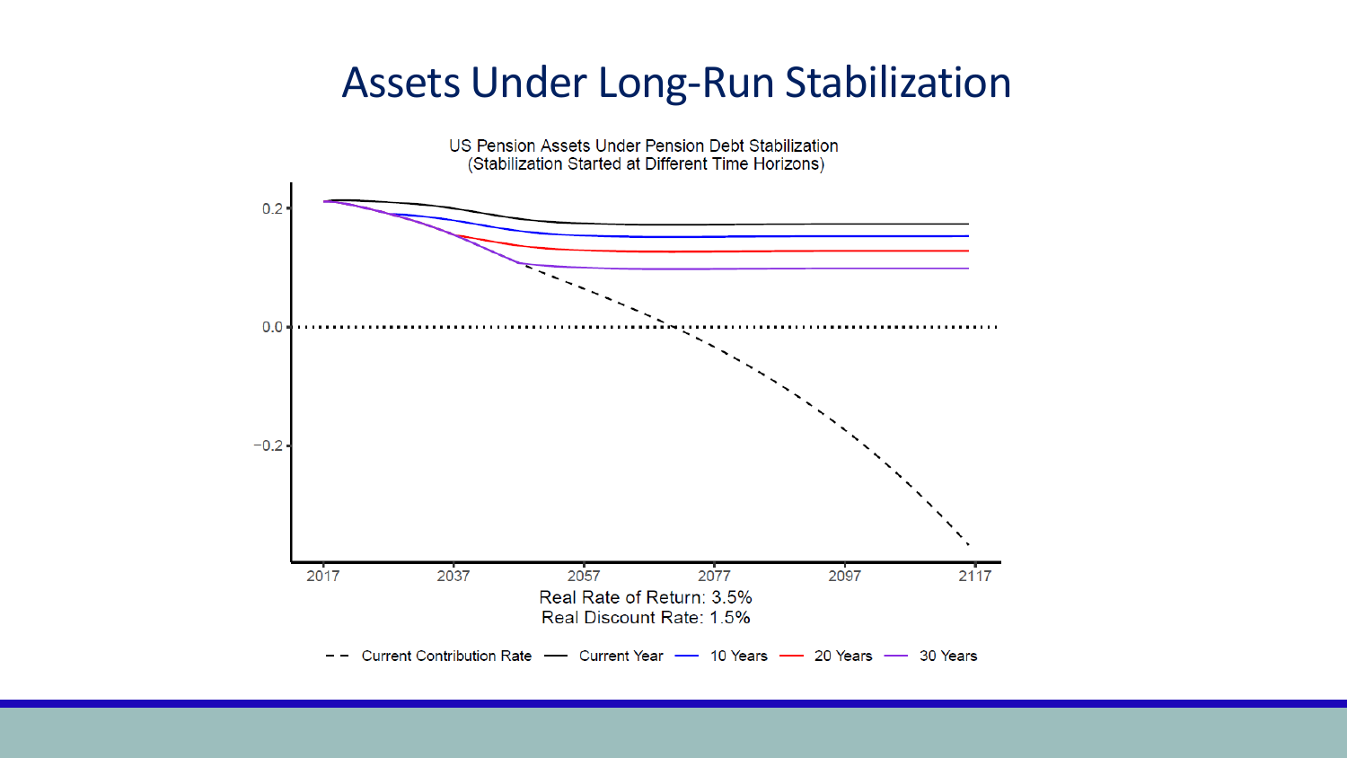# Assets Under Long-Run Stabilization

US Pension Assets Under Pension Debt Stabilization
(Stabilization Started at Different Time Horizons)

Real Rate of Return: 3.5%
Real Discount Rate: 1.5%

Current Contribution Rate — Current Year — 10 Years — 20 Years — 30 Years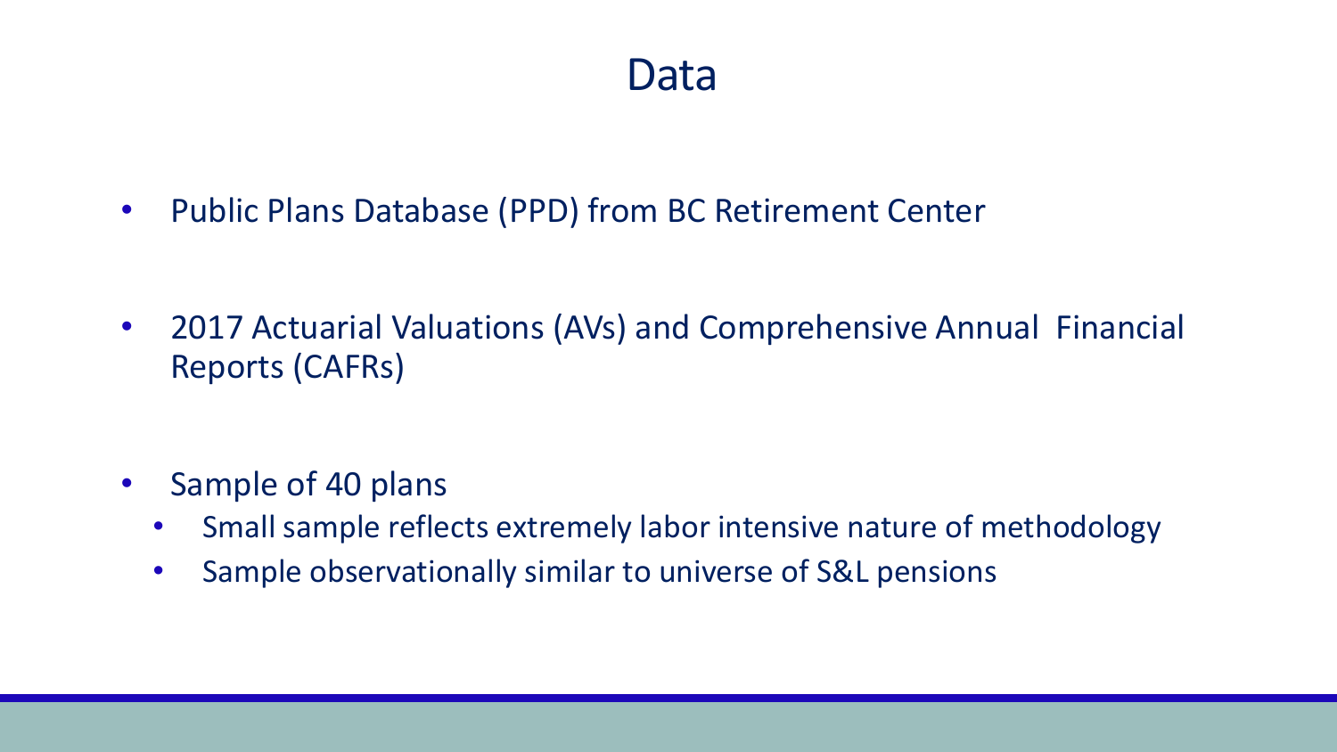# Data

- Public Plans Database (PPD) from BC Retirement Center

- 2017 Actuarial Valuations (AVs) and Comprehensive Annual Financial Reports (CAFRs)

- Sample of 40 plans
  - Small sample reflects extremely labor intensive nature of methodology
  - Sample observationally similar to universe of S&L pensions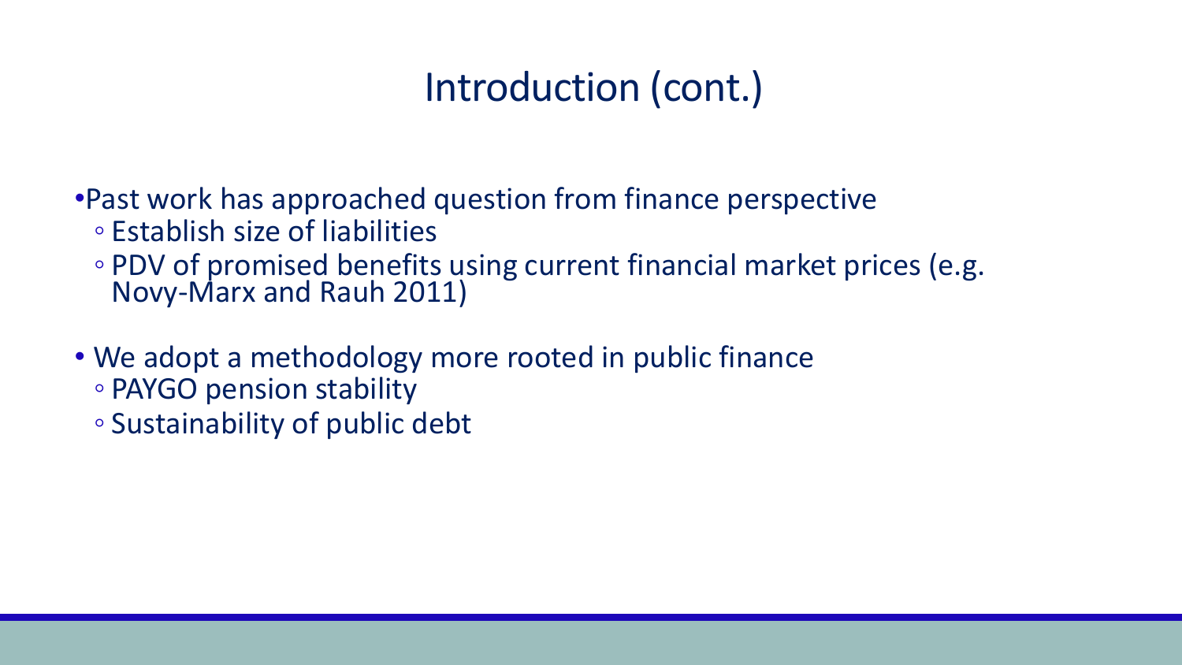# Introduction (cont.)

- Past work has approached question from finance perspective
  - Establish size of liabilities
  - PDV of promised benefits using current financial market prices (e.g. Novy-Marx and Rauh 2011)
- We adopt a methodology more rooted in public finance
  - PAYGO pension stability
  - Sustainability of public debt